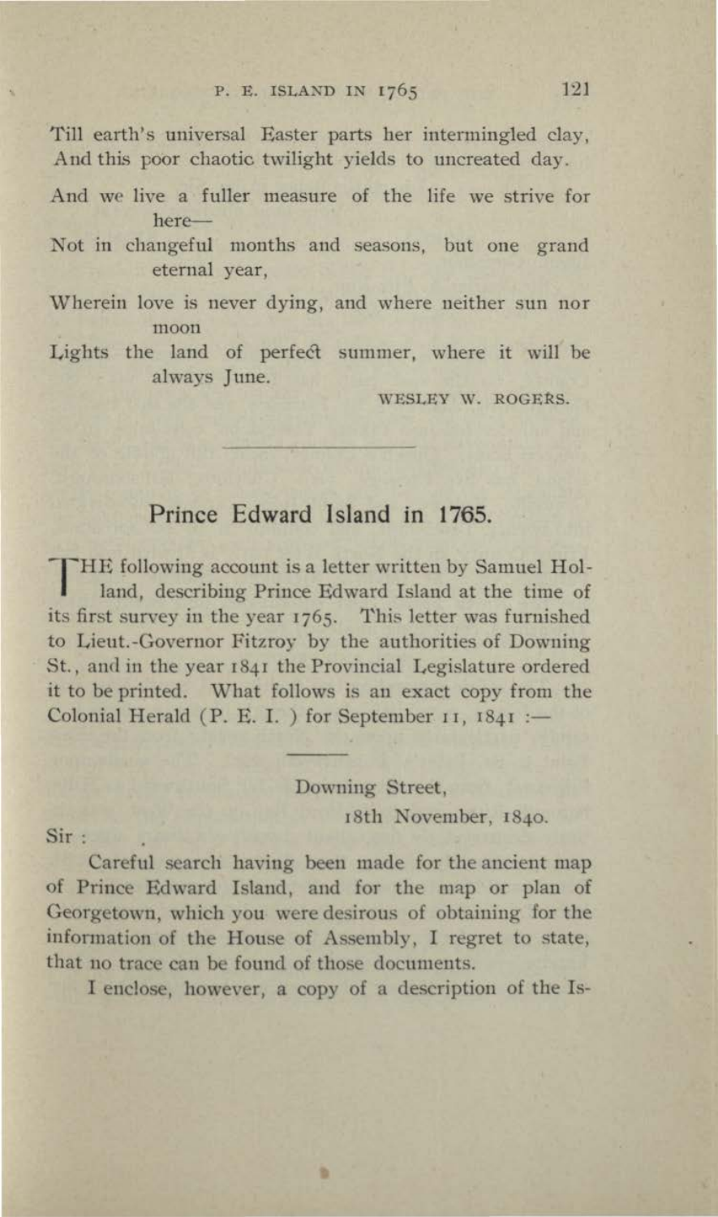Till earth's universal Easter parts her intermingled clay,
And this poor chaotic twilight yields to uncreated day.

And we live a fuller measure of the life we strive for here—
Not in changeful months and seasons, but one grand eternal year,
Wherein love is never dying, and where neither sun nor moon
Lights the land of perfect summer, where it will be always June.

WESLEY W. ROGERS.

---

## Prince Edward Island in 1765.

THE following account is a letter written by Samuel Holland, describing Prince Edward Island at the time of its first survey in the year 1765. This letter was furnished to Lieut.-Governor Fitzroy by the authorities of Downing St., and in the year 1841 the Provincial Legislature ordered it to be printed. What follows is an exact copy from the Colonial Herald (P. E. I. ) for September 11, 1841 :—

---

Downing Street,
18th November, 1840.

Sir :

Careful search having been made for the ancient map of Prince Edward Island, and for the map or plan of Georgetown, which you were desirous of obtaining for the information of the House of Assembly, I regret to state, that no trace can be found of those documents.

I enclose, however, a copy of a description of the Is-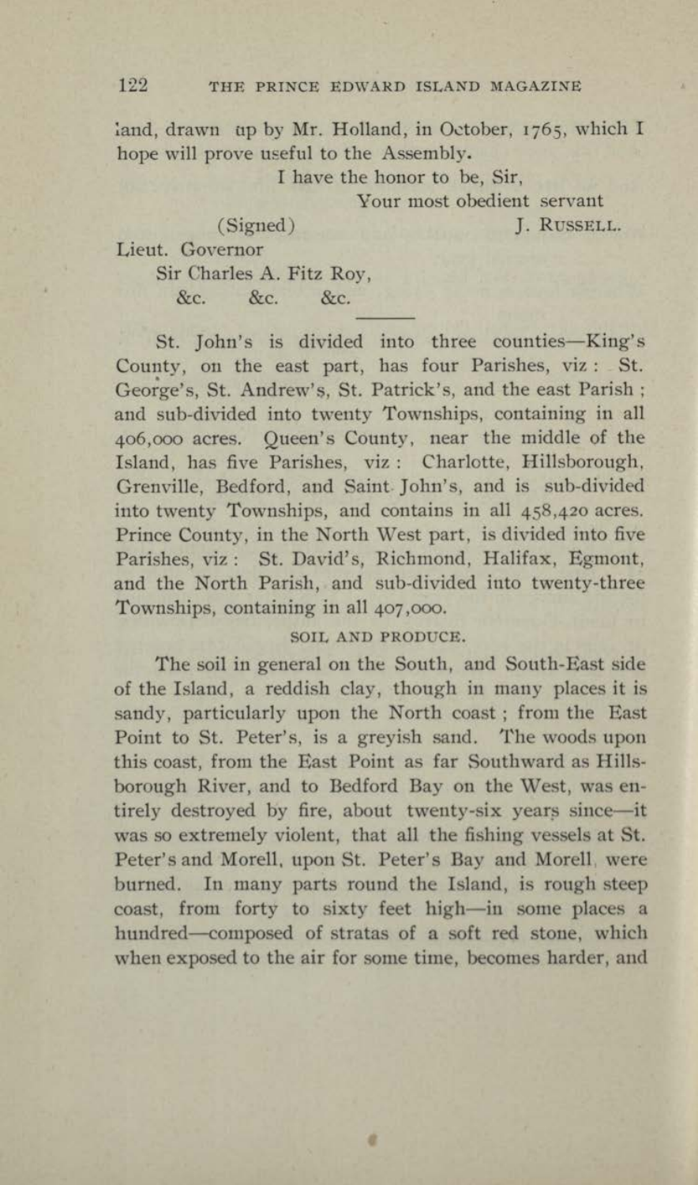land, drawn up by Mr. Holland, in October, 1765, which I hope will prove useful to the Assembly.

I have the honor to be, Sir,

Your most obedient servant

(Signed) J. Russell.

Lieut. Governor
Sir Charles A. Fitz Roy,
&c. &c. &c.

---

St. John's is divided into three counties—King's County, on the east part, has four Parishes, viz: St. George's, St. Andrew's, St. Patrick's, and the east Parish; and sub-divided into twenty Townships, containing in all 406,000 acres. Queen's County, near the middle of the Island, has five Parishes, viz: Charlotte, Hillsborough, Grenville, Bedford, and Saint John's, and is sub-divided into twenty Townships, and contains in all 458,420 acres. Prince County, in the North West part, is divided into five Parishes, viz: St. David's, Richmond, Halifax, Egmont, and the North Parish, and sub-divided into twenty-three Townships, containing in all 407,000.

### SOIL AND PRODUCE.

The soil in general on the South, and South-East side of the Island, a reddish clay, though in many places it is sandy, particularly upon the North coast; from the East Point to St. Peter's, is a greyish sand. The woods upon this coast, from the East Point as far Southward as Hillsborough River, and to Bedford Bay on the West, was entirely destroyed by fire, about twenty-six years since—it was so extremely violent, that all the fishing vessels at St. Peter's and Morell, upon St. Peter's Bay and Morell were burned. In many parts round the Island, is rough steep coast, from forty to sixty feet high—in some places a hundred—composed of stratas of a soft red stone, which when exposed to the air for some time, becomes harder, and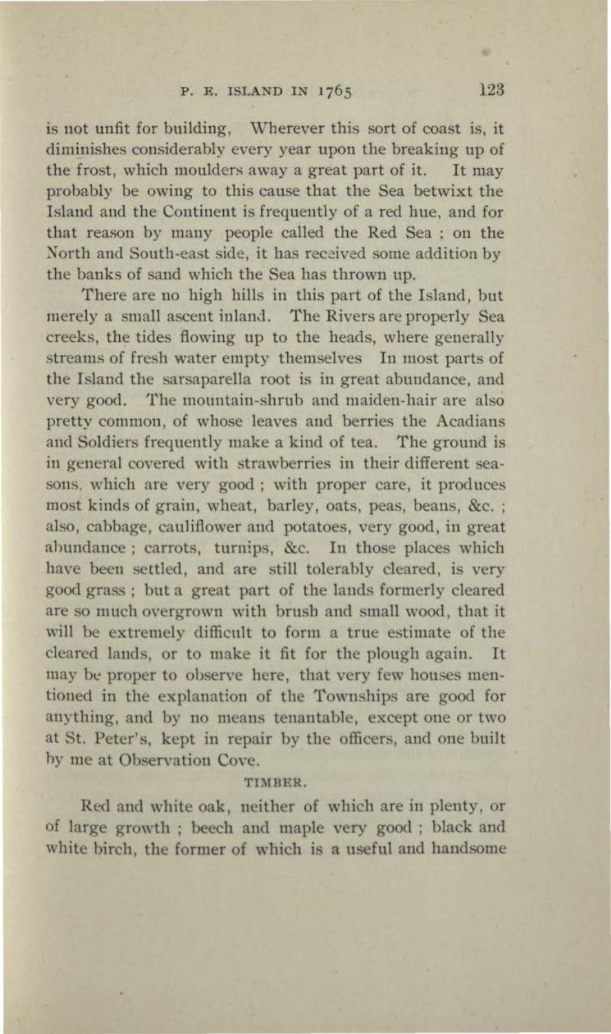is not unfit for building. Wherever this sort of coast is, it diminishes considerably every year upon the breaking up of the frost, which moulders away a great part of it. It may probably be owing to this cause that the Sea betwixt the Island and the Continent is frequently of a red hue, and for that reason by many people called the Red Sea ; on the North and South-east side, it has received some addition by the banks of sand which the Sea has thrown up.

There are no high hills in this part of the Island, but merely a small ascent inland. The Rivers are properly Sea creeks, the tides flowing up to the heads, where generally streams of fresh water empty themselves In most parts of the Island the sarsaparella root is in great abundance, and very good. The mountain-shrub and maiden-hair are also pretty common, of whose leaves and berries the Acadians and Soldiers frequently make a kind of tea. The ground is in general covered with strawberries in their different seasons, which are very good ; with proper care, it produces most kinds of grain, wheat, barley, oats, peas, beans, &c. ; also, cabbage, cauliflower and potatoes, very good, in great abundance ; carrots, turnips, &c. In those places which have been settled, and are still tolerably cleared, is very good grass ; but a great part of the lands formerly cleared are so much overgrown with brush and small wood, that it will be extremely difficult to form a true estimate of the cleared lands, or to make it fit for the plough again. It may be proper to observe here, that very few houses mentioned in the explanation of the Townships are good for anything, and by no means tenantable, except one or two at St. Peter's, kept in repair by the officers, and one built by me at Observation Cove.

### TIMBER.

Red and white oak, neither of which are in plenty, or of large growth ; beech and maple very good ; black and white birch, the former of which is a useful and handsome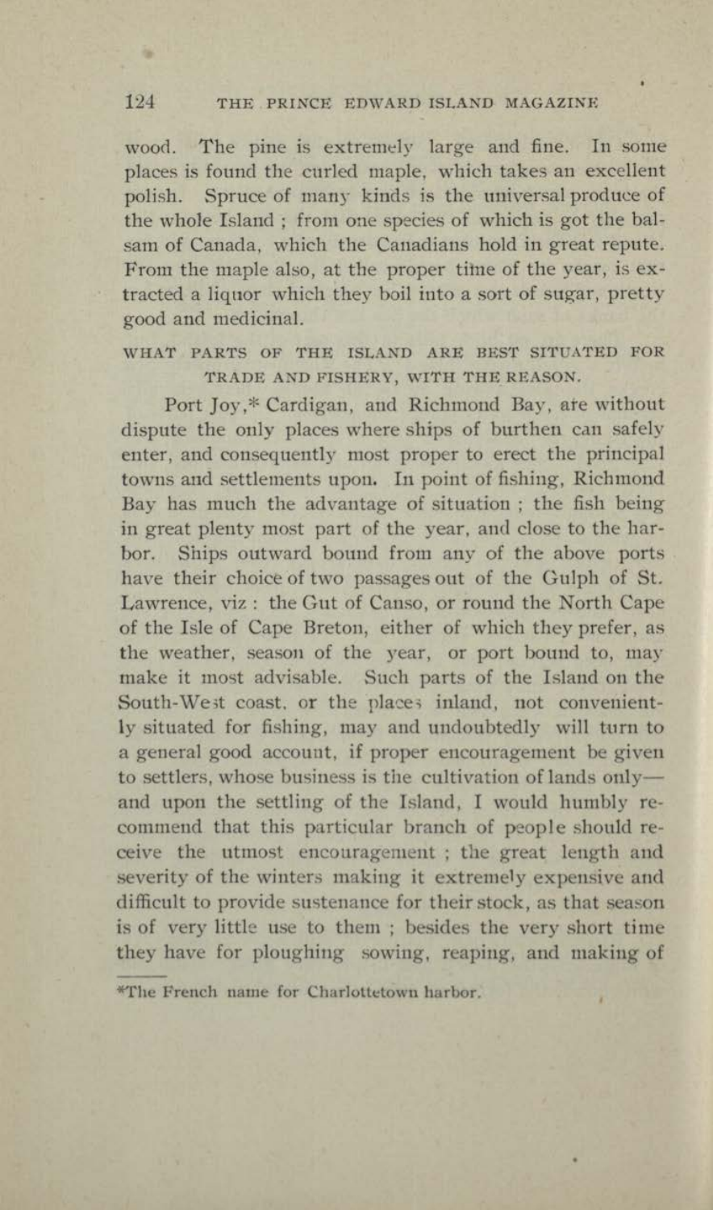wood. The pine is extremely large and fine. In some places is found the curled maple, which takes an excellent polish. Spruce of many kinds is the universal produce of the whole Island ; from one species of which is got the balsam of Canada, which the Canadians hold in great repute. From the maple also, at the proper time of the year, is extracted a liquor which they boil into a sort of sugar, pretty good and medicinal.

### WHAT PARTS OF THE ISLAND ARE BEST SITUATED FOR TRADE AND FISHERY, WITH THE REASON.

Port Joy,* Cardigan, and Richmond Bay, are without dispute the only places where ships of burthen can safely enter, and consequently most proper to erect the principal towns and settlements upon. In point of fishing, Richmond Bay has much the advantage of situation ; the fish being in great plenty most part of the year, and close to the harbor. Ships outward bound from any of the above ports have their choice of two passages out of the Gulph of St. Lawrence, viz : the Gut of Canso, or round the North Cape of the Isle of Cape Breton, either of which they prefer, as the weather, season of the year, or port bound to, may make it most advisable. Such parts of the Island on the South-West coast, or the places inland, not conveniently situated for fishing, may and undoubtedly will turn to a general good account, if proper encouragement be given to settlers, whose business is the cultivation of lands only—and upon the settling of the Island, I would humbly recommend that this particular branch of people should receive the utmost encouragement ; the great length and severity of the winters making it extremely expensive and difficult to provide sustenance for their stock, as that season is of very little use to them ; besides the very short time they have for ploughing sowing, reaping, and making of

---

*The French name for Charlottetown harbor.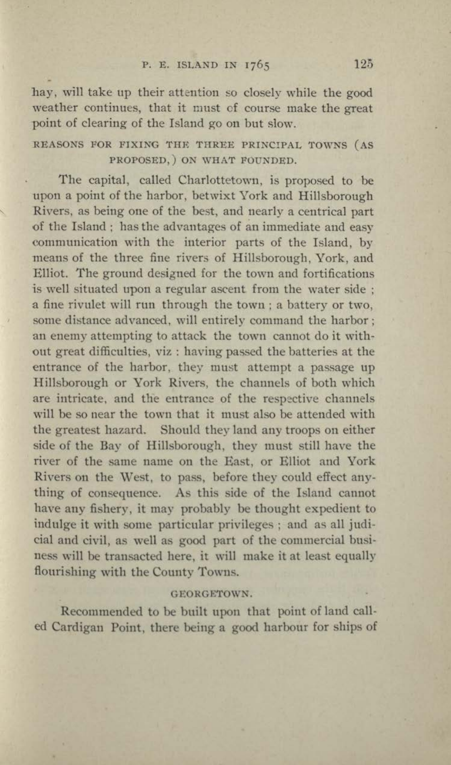hay, will take up their attention so closely while the good weather continues, that it must of course make the great point of clearing of the Island go on but slow.

### REASONS FOR FIXING THE THREE PRINCIPAL TOWNS (AS PROPOSED,) ON WHAT FOUNDED.

The capital, called Charlottetown, is proposed to be upon a point of the harbor, betwixt York and Hillsborough Rivers, as being one of the best, and nearly a centrical part of the Island ; has the advantages of an immediate and easy communication with the interior parts of the Island, by means of the three fine rivers of Hillsborough, York, and Elliot. The ground designed for the town and fortifications is well situated upon a regular ascent from the water side ; a fine rivulet will run through the town ; a battery or two, some distance advanced, will entirely command the harbor ; an enemy attempting to attack the town cannot do it without great difficulties, viz : having passed the batteries at the entrance of the harbor, they must attempt a passage up Hillsborough or York Rivers, the channels of both which are intricate, and the entrance of the respective channels will be so near the town that it must also be attended with the greatest hazard. Should they land any troops on either side of the Bay of Hillsborough, they must still have the river of the same name on the East, or Elliot and York Rivers on the West, to pass, before they could effect anything of consequence. As this side of the Island cannot have any fishery, it may probably be thought expedient to indulge it with some particular privileges ; and as all judicial and civil, as well as good part of the commercial business will be transacted here, it will make it at least equally flourishing with the County Towns.

### GEORGETOWN.

Recommended to be built upon that point of land called Cardigan Point, there being a good harbour for ships of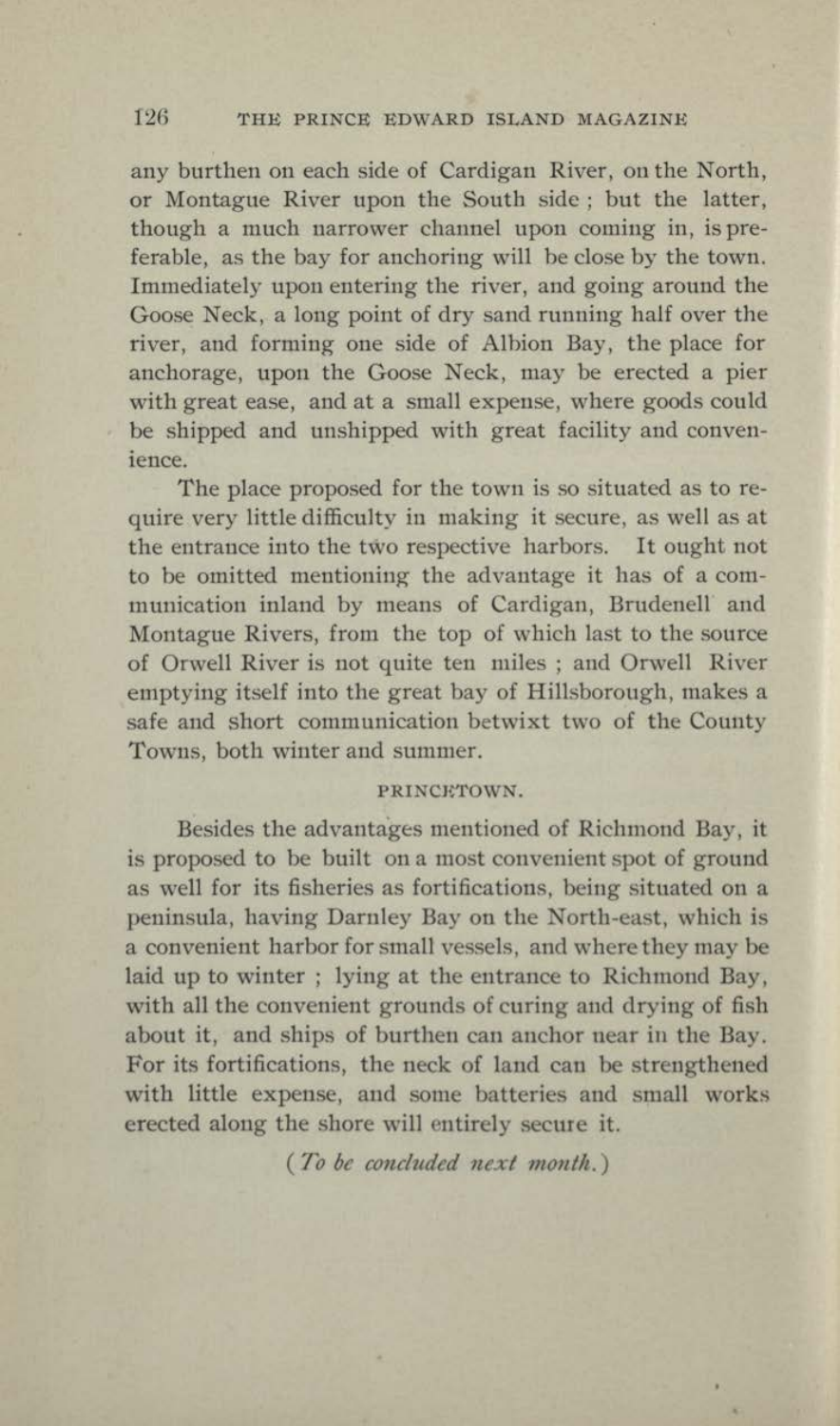any burthen on each side of Cardigan River, on the North, or Montague River upon the South side ; but the latter, though a much narrower channel upon coming in, is preferable, as the bay for anchoring will be close by the town. Immediately upon entering the river, and going around the Goose Neck, a long point of dry sand running half over the river, and forming one side of Albion Bay, the place for anchorage, upon the Goose Neck, may be erected a pier with great ease, and at a small expense, where goods could be shipped and unshipped with great facility and convenience.

The place proposed for the town is so situated as to require very little difficulty in making it secure, as well as at the entrance into the two respective harbors. It ought not to be omitted mentioning the advantage it has of a communication inland by means of Cardigan, Brudenell and Montague Rivers, from the top of which last to the source of Orwell River is not quite ten miles ; and Orwell River emptying itself into the great bay of Hillsborough, makes a safe and short communication betwixt two of the County Towns, both winter and summer.

### PRINCETOWN.

Besides the advantages mentioned of Richmond Bay, it is proposed to be built on a most convenient spot of ground as well for its fisheries as fortifications, being situated on a peninsula, having Darnley Bay on the North-east, which is a convenient harbor for small vessels, and where they may be laid up to winter ; lying at the entrance to Richmond Bay, with all the convenient grounds of curing and drying of fish about it, and ships of burthen can anchor near in the Bay. For its fortifications, the neck of land can be strengthened with little expense, and some batteries and small works erected along the shore will entirely secure it.

(*To be concluded next month.*)